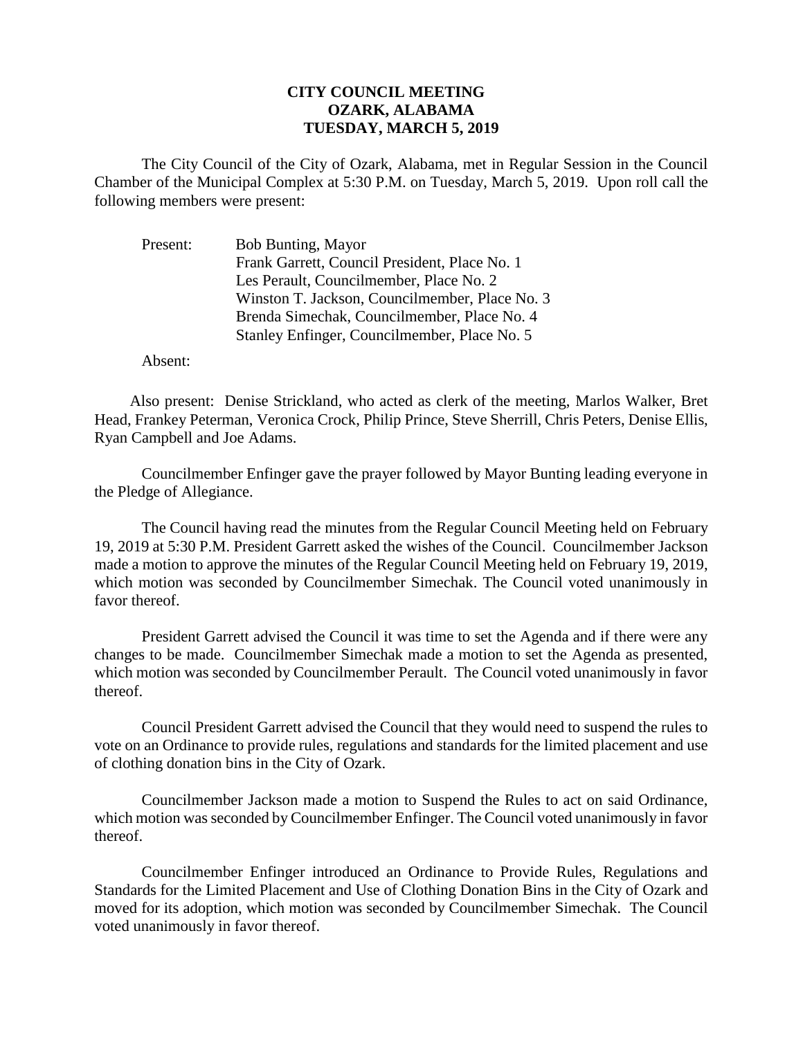# CITY COUNCIL MEETING
# OZARK, ALABAMA
# TUESDAY, MARCH 5, 2019

The City Council of the City of Ozark, Alabama, met in Regular Session in the Council Chamber of the Municipal Complex at 5:30 P.M. on Tuesday, March 5, 2019. Upon roll call the following members were present:

Present: Bob Bunting, Mayor
Frank Garrett, Council President, Place No. 1
Les Perault, Councilmember, Place No. 2
Winston T. Jackson, Councilmember, Place No. 3
Brenda Simechak, Councilmember, Place No. 4
Stanley Enfinger, Councilmember, Place No. 5

Absent:

Also present: Denise Strickland, who acted as clerk of the meeting, Marlos Walker, Bret Head, Frankey Peterman, Veronica Crock, Philip Prince, Steve Sherrill, Chris Peters, Denise Ellis, Ryan Campbell and Joe Adams.

Councilmember Enfinger gave the prayer followed by Mayor Bunting leading everyone in the Pledge of Allegiance.

The Council having read the minutes from the Regular Council Meeting held on February 19, 2019 at 5:30 P.M. President Garrett asked the wishes of the Council. Councilmember Jackson made a motion to approve the minutes of the Regular Council Meeting held on February 19, 2019, which motion was seconded by Councilmember Simechak. The Council voted unanimously in favor thereof.

President Garrett advised the Council it was time to set the Agenda and if there were any changes to be made. Councilmember Simechak made a motion to set the Agenda as presented, which motion was seconded by Councilmember Perault. The Council voted unanimously in favor thereof.

Council President Garrett advised the Council that they would need to suspend the rules to vote on an Ordinance to provide rules, regulations and standards for the limited placement and use of clothing donation bins in the City of Ozark.

Councilmember Jackson made a motion to Suspend the Rules to act on said Ordinance, which motion was seconded by Councilmember Enfinger. The Council voted unanimously in favor thereof.

Councilmember Enfinger introduced an Ordinance to Provide Rules, Regulations and Standards for the Limited Placement and Use of Clothing Donation Bins in the City of Ozark and moved for its adoption, which motion was seconded by Councilmember Simechak. The Council voted unanimously in favor thereof.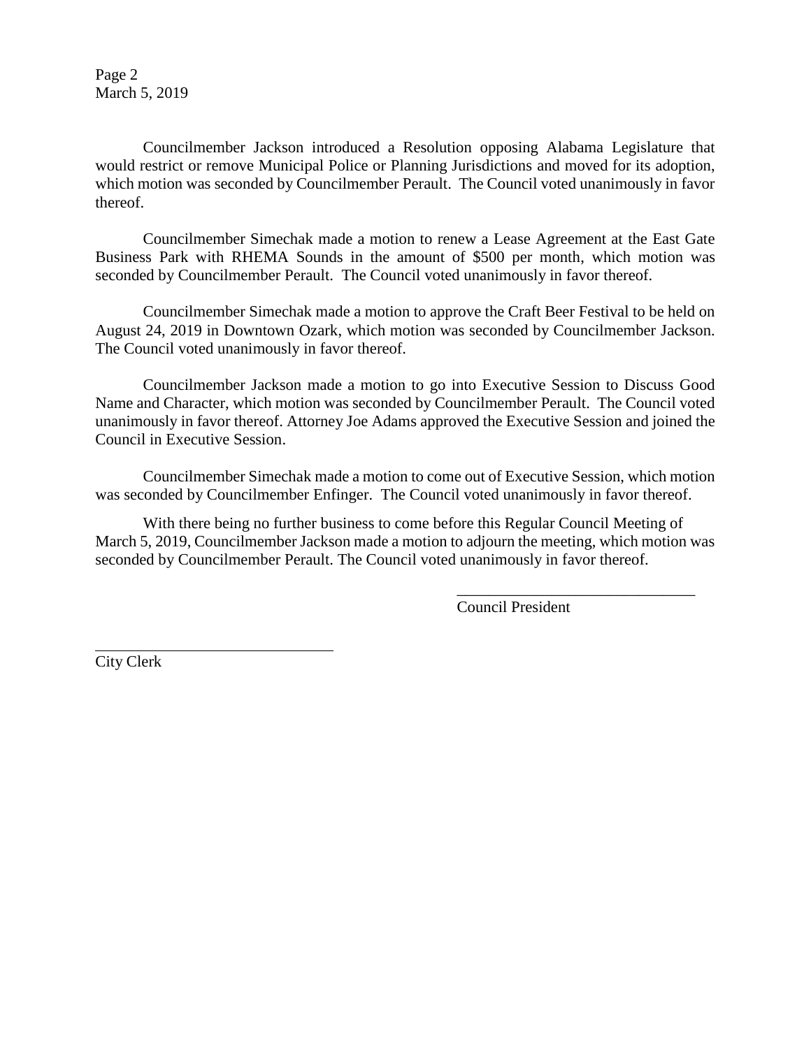Councilmember Jackson introduced a Resolution opposing Alabama Legislature that would restrict or remove Municipal Police or Planning Jurisdictions and moved for its adoption, which motion was seconded by Councilmember Perault. The Council voted unanimously in favor thereof.

Councilmember Simechak made a motion to renew a Lease Agreement at the East Gate Business Park with RHEMA Sounds in the amount of $500 per month, which motion was seconded by Councilmember Perault. The Council voted unanimously in favor thereof.

Councilmember Simechak made a motion to approve the Craft Beer Festival to be held on August 24, 2019 in Downtown Ozark, which motion was seconded by Councilmember Jackson. The Council voted unanimously in favor thereof.

Councilmember Jackson made a motion to go into Executive Session to Discuss Good Name and Character, which motion was seconded by Councilmember Perault. The Council voted unanimously in favor thereof. Attorney Joe Adams approved the Executive Session and joined the Council in Executive Session.

Councilmember Simechak made a motion to come out of Executive Session, which motion was seconded by Councilmember Enfinger. The Council voted unanimously in favor thereof.

With there being no further business to come before this Regular Council Meeting of March 5, 2019, Councilmember Jackson made a motion to adjourn the meeting, which motion was seconded by Councilmember Perault. The Council voted unanimously in favor thereof.

\_\_\_\_\_\_\_\_\_\_\_\_\_\_\_\_\_\_\_\_\_\_\_\_\_\_\_\_\_\_
Council President

\_\_\_\_\_\_\_\_\_\_\_\_\_\_\_\_\_\_\_\_\_\_\_\_\_\_\_\_\_\_
City Clerk